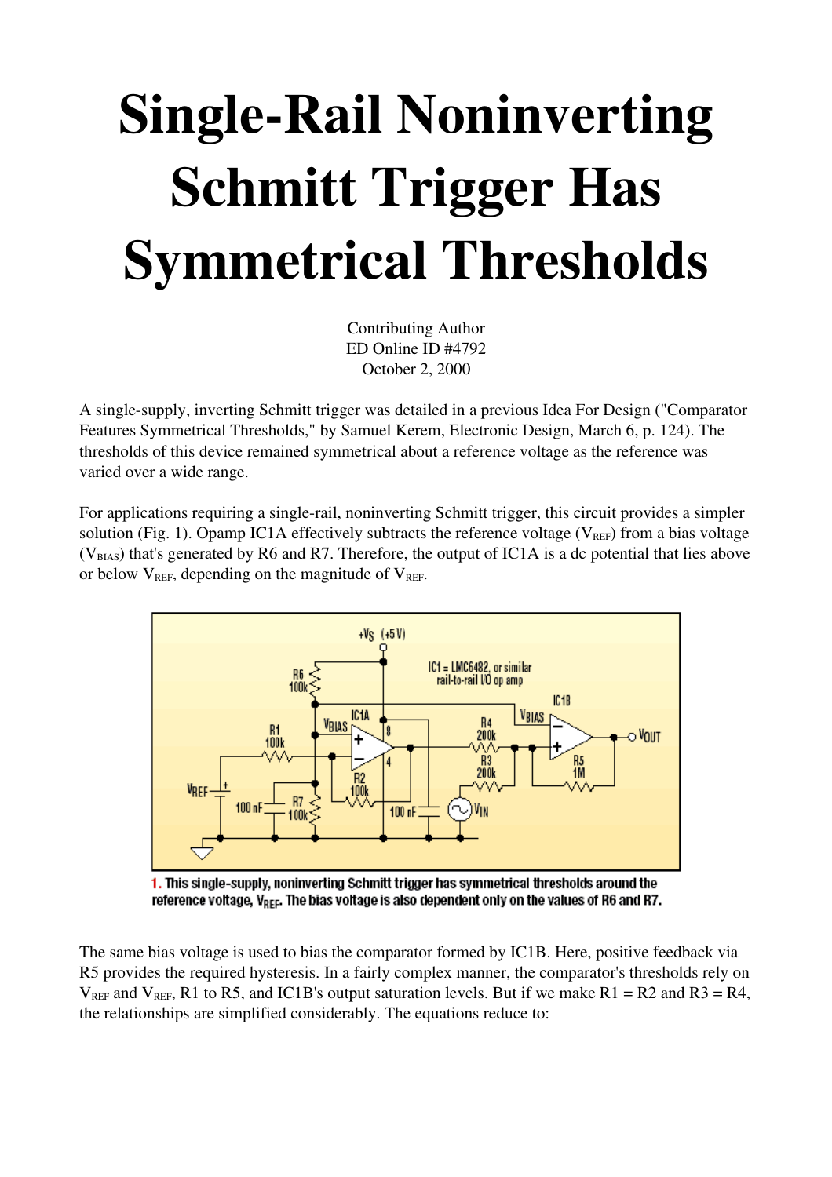# Single-Rail Noninverting Schmitt Trigger Has Symmetrical Thresholds

Contributing Author
ED Online ID #4792
October 2, 2000

A single-supply, inverting Schmitt trigger was detailed in a previous Idea For Design ("Comparator Features Symmetrical Thresholds," by Samuel Kerem, Electronic Design, March 6, p. 124). The thresholds of this device remained symmetrical about a reference voltage as the reference was varied over a wide range.

For applications requiring a single-rail, noninverting Schmitt trigger, this circuit provides a simpler solution (Fig. 1). Opamp IC1A effectively subtracts the reference voltage ($V_{REF}$) from a bias voltage ($V_{BIAS}$) that's generated by R6 and R7. Therefore, the output of IC1A is a dc potential that lies above or below $V_{REF}$, depending on the magnitude of $V_{REF}$.

1. This single-supply, noninverting Schmitt trigger has symmetrical thresholds around the reference voltage, $V_{REF}$. The bias voltage is also dependent only on the values of R6 and R7.

The same bias voltage is used to bias the comparator formed by IC1B. Here, positive feedback via R5 provides the required hysteresis. In a fairly complex manner, the comparator's thresholds rely on $V_{REF}$ and $V_{REF}$, R1 to R5, and IC1B's output saturation levels. But if we make R1 = R2 and R3 = R4, the relationships are simplified considerably. The equations reduce to: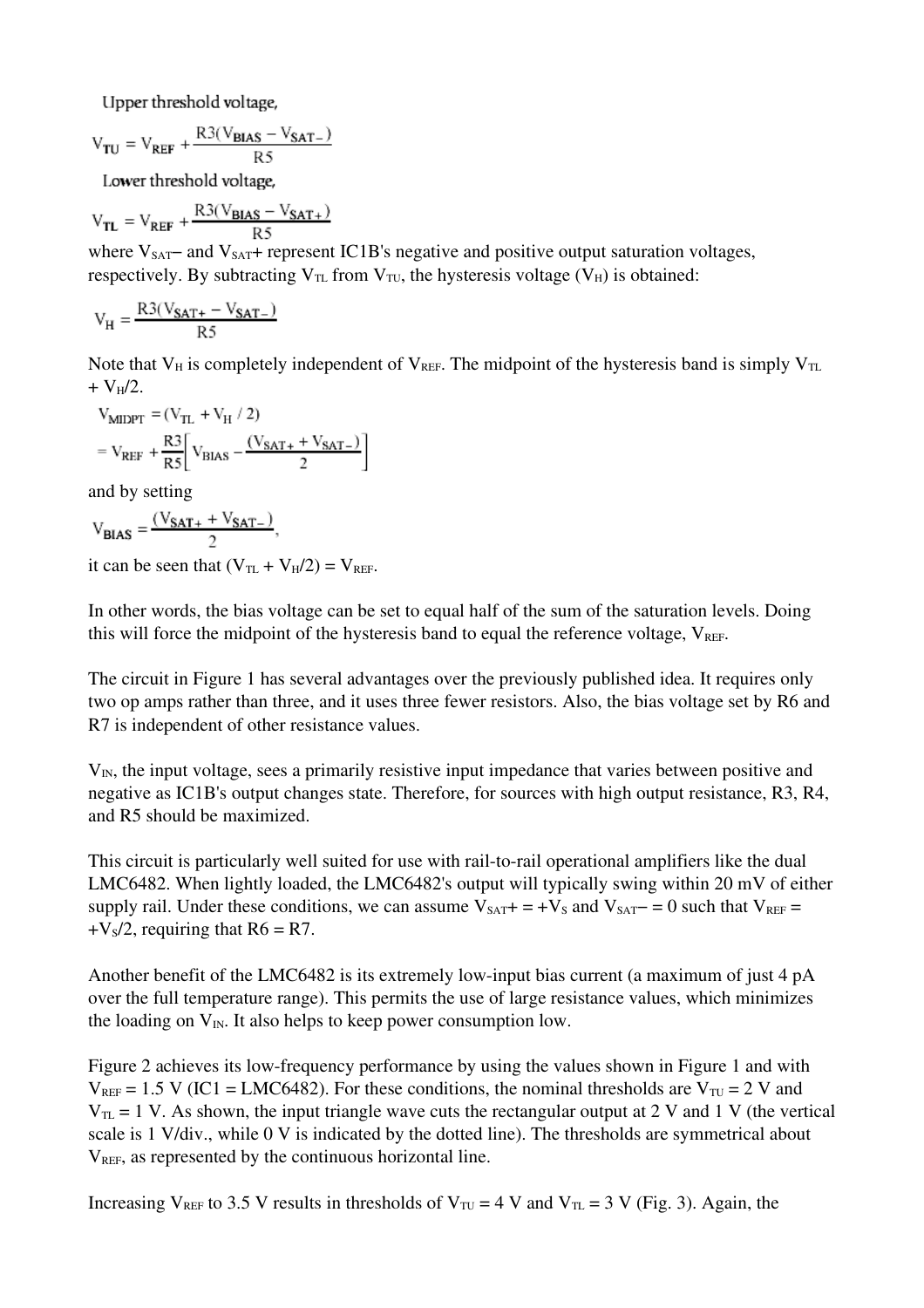Upper threshold voltage,

$$V_{TU} = V_{REF} + \frac{R3(V_{BIAS} - V_{SAT-})}{R5}$$

Lower threshold voltage,

$$V_{TL} = V_{REF} + \frac{R3(V_{BIAS} - V_{SAT+})}{R5}$$

where $V_{SAT}$– and $V_{SAT}$+ represent IC1B's negative and positive output saturation voltages, respectively. By subtracting $V_{TL}$ from $V_{TU}$, the hysteresis voltage ($V_H$) is obtained:

$$V_H = \frac{R3(V_{SAT+} - V_{SAT-})}{R5}$$

Note that $V_H$ is completely independent of $V_{REF}$. The midpoint of the hysteresis band is simply $V_{TL} + V_H/2$.

$$V_{MIDPT} = (V_{TL} + V_H / 2)$$
$$= V_{REF} + \frac{R3}{R5}\left[ V_{BIAS} - \frac{(V_{SAT+} + V_{SAT-})}{2} \right]$$

and by setting

$$V_{BIAS} = \frac{(V_{SAT+} + V_{SAT-})}{2},$$

it can be seen that $(V_{TL} + V_H/2) = V_{REF}$.

In other words, the bias voltage can be set to equal half of the sum of the saturation levels. Doing this will force the midpoint of the hysteresis band to equal the reference voltage, $V_{REF}$.

The circuit in Figure 1 has several advantages over the previously published idea. It requires only two op amps rather than three, and it uses three fewer resistors. Also, the bias voltage set by R6 and R7 is independent of other resistance values.

$V_{IN}$, the input voltage, sees a primarily resistive input impedance that varies between positive and negative as IC1B's output changes state. Therefore, for sources with high output resistance, R3, R4, and R5 should be maximized.

This circuit is particularly well suited for use with rail-to-rail operational amplifiers like the dual LMC6482. When lightly loaded, the LMC6482's output will typically swing within 20 mV of either supply rail. Under these conditions, we can assume $V_{SAT}+ = +V_S$ and $V_{SAT}- = 0$ such that $V_{REF} = +V_S/2$, requiring that R6 = R7.

Another benefit of the LMC6482 is its extremely low-input bias current (a maximum of just 4 pA over the full temperature range). This permits the use of large resistance values, which minimizes the loading on $V_{IN}$. It also helps to keep power consumption low.

Figure 2 achieves its low-frequency performance by using the values shown in Figure 1 and with $V_{REF}$ = 1.5 V (IC1 = LMC6482). For these conditions, the nominal thresholds are $V_{TU}$ = 2 V and $V_{TL}$ = 1 V. As shown, the input triangle wave cuts the rectangular output at 2 V and 1 V (the vertical scale is 1 V/div., while 0 V is indicated by the dotted line). The thresholds are symmetrical about $V_{REF}$, as represented by the continuous horizontal line.

Increasing $V_{REF}$ to 3.5 V results in thresholds of $V_{TU}$ = 4 V and $V_{TL}$ = 3 V (Fig. 3). Again, the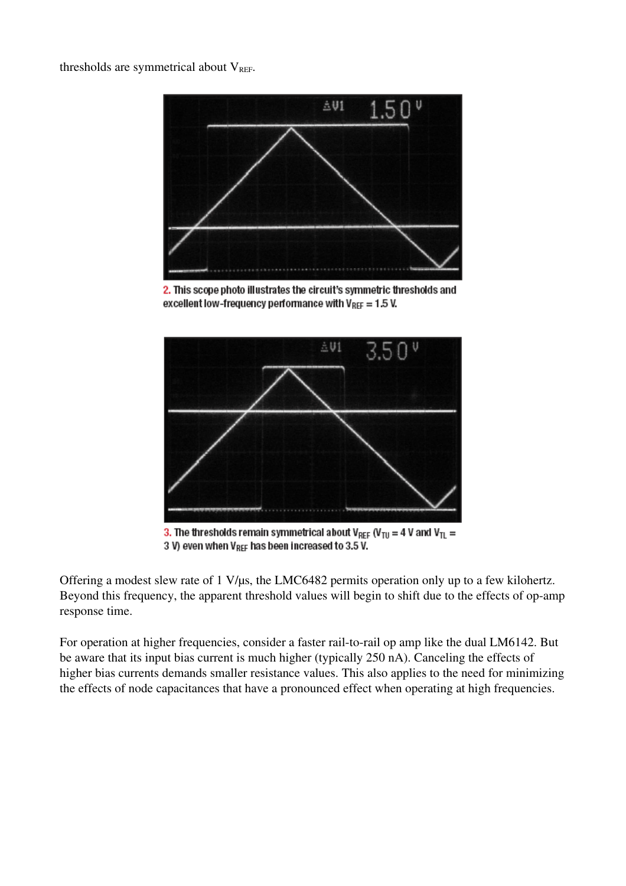thresholds are symmetrical about $V_{REF}$.

ΔV1 1.50 V

2. This scope photo illustrates the circuit's symmetric thresholds and excellent low-frequency performance with $V_{REF} = 1.5$ V.

ΔV1 3.50 V

3. The thresholds remain symmetrical about $V_{REF}$ ($V_{TU} = 4$ V and $V_{TL} = 3$ V) even when $V_{REF}$ has been increased to 3.5 V.

Offering a modest slew rate of 1 V/µs, the LMC6482 permits operation only up to a few kilohertz. Beyond this frequency, the apparent threshold values will begin to shift due to the effects of op-amp response time.

For operation at higher frequencies, consider a faster rail-to-rail op amp like the dual LM6142. But be aware that its input bias current is much higher (typically 250 nA). Canceling the effects of higher bias currents demands smaller resistance values. This also applies to the need for minimizing the effects of node capacitances that have a pronounced effect when operating at high frequencies.